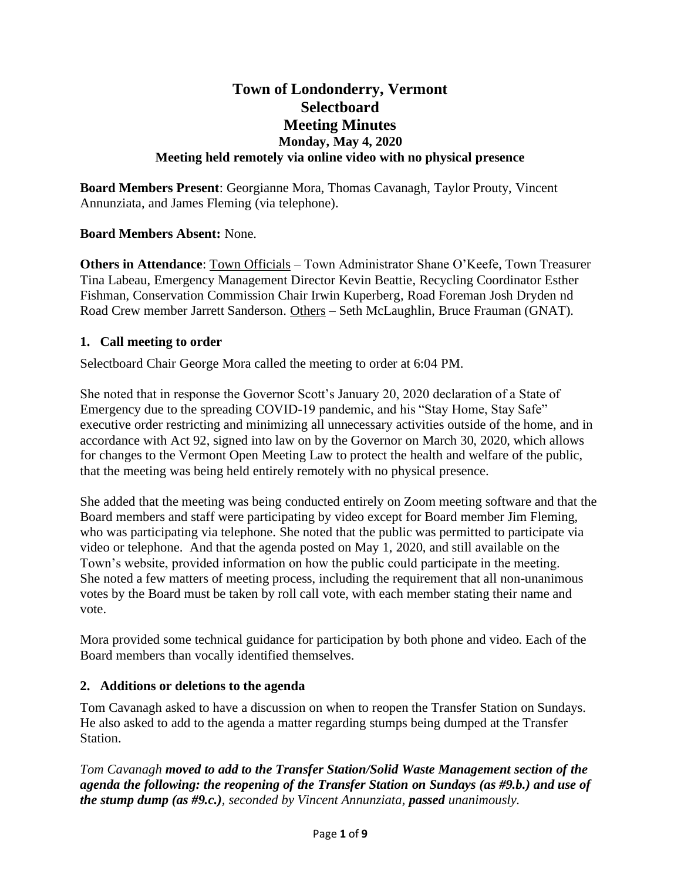# Town of Londonderry, Vermont
# Selectboard
# Meeting Minutes
### Monday, May 4, 2020
### Meeting held remotely via online video with no physical presence

**Board Members Present**: Georgianne Mora, Thomas Cavanagh, Taylor Prouty, Vincent Annunziata, and James Fleming (via telephone).

**Board Members Absent:** None.

**Others in Attendance**: Town Officials – Town Administrator Shane O'Keefe, Town Treasurer Tina Labeau, Emergency Management Director Kevin Beattie, Recycling Coordinator Esther Fishman, Conservation Commission Chair Irwin Kuperberg, Road Foreman Josh Dryden nd Road Crew member Jarrett Sanderson. Others – Seth McLaughlin, Bruce Frauman (GNAT).

## 1. Call meeting to order

Selectboard Chair George Mora called the meeting to order at 6:04 PM.

She noted that in response the Governor Scott's January 20, 2020 declaration of a State of Emergency due to the spreading COVID-19 pandemic, and his "Stay Home, Stay Safe" executive order restricting and minimizing all unnecessary activities outside of the home, and in accordance with Act 92, signed into law on by the Governor on March 30, 2020, which allows for changes to the Vermont Open Meeting Law to protect the health and welfare of the public, that the meeting was being held entirely remotely with no physical presence.

She added that the meeting was being conducted entirely on Zoom meeting software and that the Board members and staff were participating by video except for Board member Jim Fleming, who was participating via telephone. She noted that the public was permitted to participate via video or telephone. And that the agenda posted on May 1, 2020, and still available on the Town's website, provided information on how the public could participate in the meeting. She noted a few matters of meeting process, including the requirement that all non-unanimous votes by the Board must be taken by roll call vote, with each member stating their name and vote.

Mora provided some technical guidance for participation by both phone and video. Each of the Board members than vocally identified themselves.

## 2. Additions or deletions to the agenda

Tom Cavanagh asked to have a discussion on when to reopen the Transfer Station on Sundays. He also asked to add to the agenda a matter regarding stumps being dumped at the Transfer Station.

*Tom Cavanagh **moved to add to the Transfer Station/Solid Waste Management section of the agenda the following: the reopening of the Transfer Station on Sundays (as #9.b.) and use of the stump dump (as #9.c.)**, seconded by Vincent Annunziata, **passed** unanimously.*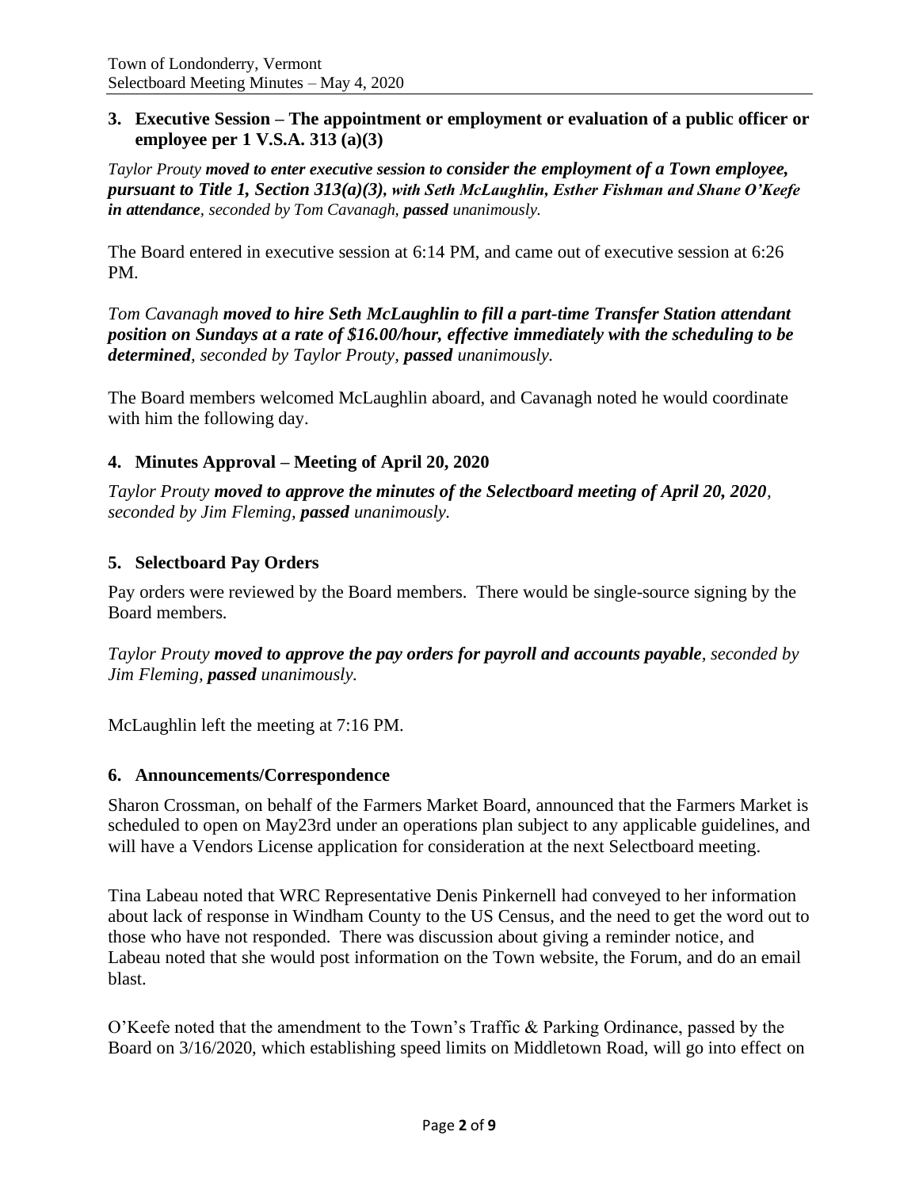### 3. Executive Session – The appointment or employment or evaluation of a public officer or employee per 1 V.S.A. 313 (a)(3)

*Taylor Prouty **moved to enter executive session to consider the employment of a Town employee, pursuant to Title 1, Section 313(a)(3), with Seth McLaughlin, Esther Fishman and Shane O'Keefe in attendance**, seconded by Tom Cavanagh, **passed** unanimously.*

The Board entered in executive session at 6:14 PM, and came out of executive session at 6:26 PM.

*Tom Cavanagh **moved to hire Seth McLaughlin to fill a part-time Transfer Station attendant position on Sundays at a rate of $16.00/hour, effective immediately with the scheduling to be determined**, seconded by Taylor Prouty, **passed** unanimously.*

The Board members welcomed McLaughlin aboard, and Cavanagh noted he would coordinate with him the following day.

### 4. Minutes Approval – Meeting of April 20, 2020

*Taylor Prouty **moved to approve the minutes of the Selectboard meeting of April 20, 2020**, seconded by Jim Fleming, **passed** unanimously.*

### 5. Selectboard Pay Orders

Pay orders were reviewed by the Board members. There would be single-source signing by the Board members.

*Taylor Prouty **moved to approve the pay orders for payroll and accounts payable**, seconded by Jim Fleming, **passed** unanimously.*

McLaughlin left the meeting at 7:16 PM.

### 6. Announcements/Correspondence

Sharon Crossman, on behalf of the Farmers Market Board, announced that the Farmers Market is scheduled to open on May23rd under an operations plan subject to any applicable guidelines, and will have a Vendors License application for consideration at the next Selectboard meeting.

Tina Labeau noted that WRC Representative Denis Pinkernell had conveyed to her information about lack of response in Windham County to the US Census, and the need to get the word out to those who have not responded. There was discussion about giving a reminder notice, and Labeau noted that she would post information on the Town website, the Forum, and do an email blast.

O'Keefe noted that the amendment to the Town's Traffic & Parking Ordinance, passed by the Board on 3/16/2020, which establishing speed limits on Middletown Road, will go into effect on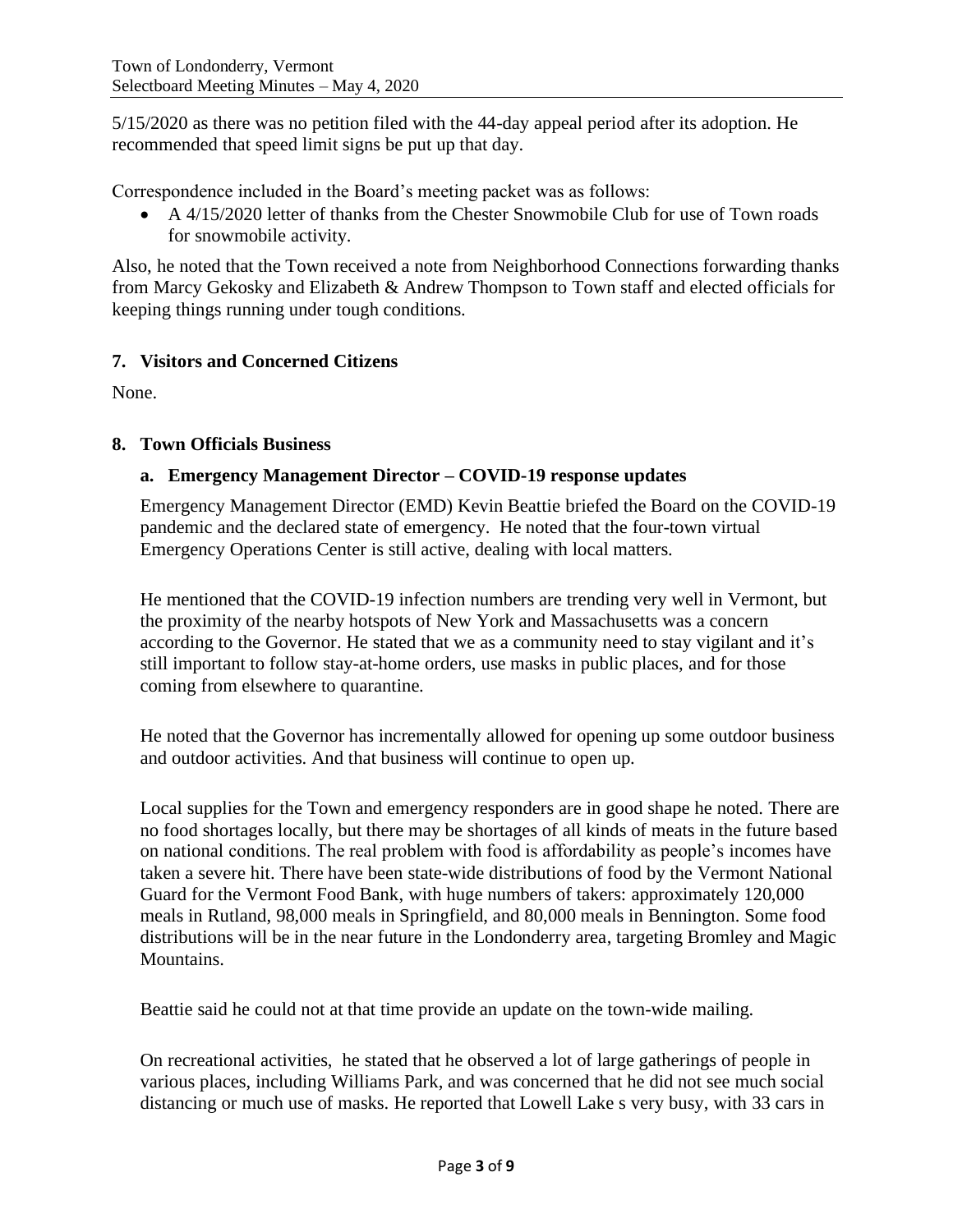5/15/2020 as there was no petition filed with the 44-day appeal period after its adoption. He recommended that speed limit signs be put up that day.

Correspondence included in the Board's meeting packet was as follows:

- A 4/15/2020 letter of thanks from the Chester Snowmobile Club for use of Town roads for snowmobile activity.

Also, he noted that the Town received a note from Neighborhood Connections forwarding thanks from Marcy Gekosky and Elizabeth & Andrew Thompson to Town staff and elected officials for keeping things running under tough conditions.

## 7. Visitors and Concerned Citizens

None.

## 8. Town Officials Business

### a. Emergency Management Director – COVID-19 response updates

Emergency Management Director (EMD) Kevin Beattie briefed the Board on the COVID-19 pandemic and the declared state of emergency. He noted that the four-town virtual Emergency Operations Center is still active, dealing with local matters.

He mentioned that the COVID-19 infection numbers are trending very well in Vermont, but the proximity of the nearby hotspots of New York and Massachusetts was a concern according to the Governor. He stated that we as a community need to stay vigilant and it's still important to follow stay-at-home orders, use masks in public places, and for those coming from elsewhere to quarantine.

He noted that the Governor has incrementally allowed for opening up some outdoor business and outdoor activities. And that business will continue to open up.

Local supplies for the Town and emergency responders are in good shape he noted. There are no food shortages locally, but there may be shortages of all kinds of meats in the future based on national conditions. The real problem with food is affordability as people's incomes have taken a severe hit. There have been state-wide distributions of food by the Vermont National Guard for the Vermont Food Bank, with huge numbers of takers: approximately 120,000 meals in Rutland, 98,000 meals in Springfield, and 80,000 meals in Bennington. Some food distributions will be in the near future in the Londonderry area, targeting Bromley and Magic Mountains.

Beattie said he could not at that time provide an update on the town-wide mailing.

On recreational activities, he stated that he observed a lot of large gatherings of people in various places, including Williams Park, and was concerned that he did not see much social distancing or much use of masks. He reported that Lowell Lake s very busy, with 33 cars in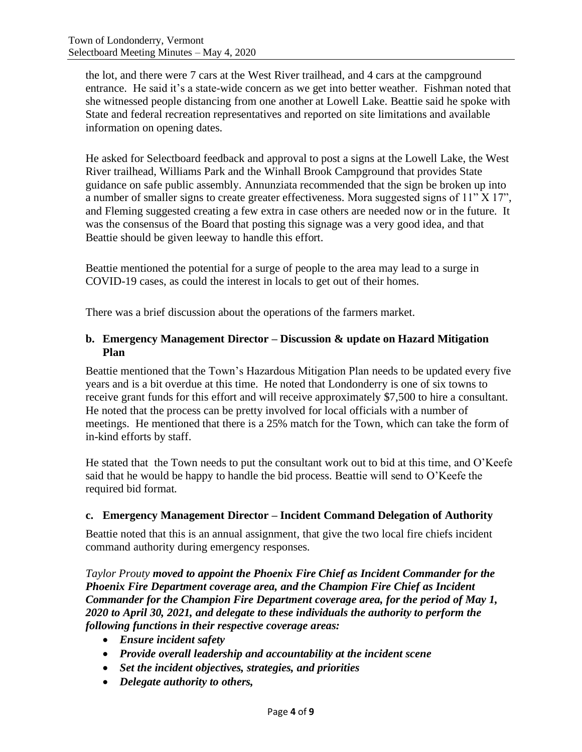the lot, and there were 7 cars at the West River trailhead, and 4 cars at the campground entrance. He said it's a state-wide concern as we get into better weather. Fishman noted that she witnessed people distancing from one another at Lowell Lake. Beattie said he spoke with State and federal recreation representatives and reported on site limitations and available information on opening dates.

He asked for Selectboard feedback and approval to post a signs at the Lowell Lake, the West River trailhead, Williams Park and the Winhall Brook Campground that provides State guidance on safe public assembly. Annunziata recommended that the sign be broken up into a number of smaller signs to create greater effectiveness. Mora suggested signs of 11" X 17", and Fleming suggested creating a few extra in case others are needed now or in the future. It was the consensus of the Board that posting this signage was a very good idea, and that Beattie should be given leeway to handle this effort.

Beattie mentioned the potential for a surge of people to the area may lead to a surge in COVID-19 cases, as could the interest in locals to get out of their homes.

There was a brief discussion about the operations of the farmers market.

### b. Emergency Management Director – Discussion & update on Hazard Mitigation Plan

Beattie mentioned that the Town's Hazardous Mitigation Plan needs to be updated every five years and is a bit overdue at this time. He noted that Londonderry is one of six towns to receive grant funds for this effort and will receive approximately $7,500 to hire a consultant. He noted that the process can be pretty involved for local officials with a number of meetings. He mentioned that there is a 25% match for the Town, which can take the form of in-kind efforts by staff.

He stated that the Town needs to put the consultant work out to bid at this time, and O'Keefe said that he would be happy to handle the bid process. Beattie will send to O'Keefe the required bid format.

### c. Emergency Management Director – Incident Command Delegation of Authority

Beattie noted that this is an annual assignment, that give the two local fire chiefs incident command authority during emergency responses.

*Taylor Prouty* ***moved to appoint the Phoenix Fire Chief as Incident Commander for the Phoenix Fire Department coverage area, and the Champion Fire Chief as Incident Commander for the Champion Fire Department coverage area, for the period of May 1, 2020 to April 30, 2021, and delegate to these individuals the authority to perform the following functions in their respective coverage areas:***

- ***Ensure incident safety***
- ***Provide overall leadership and accountability at the incident scene***
- ***Set the incident objectives, strategies, and priorities***
- ***Delegate authority to others,***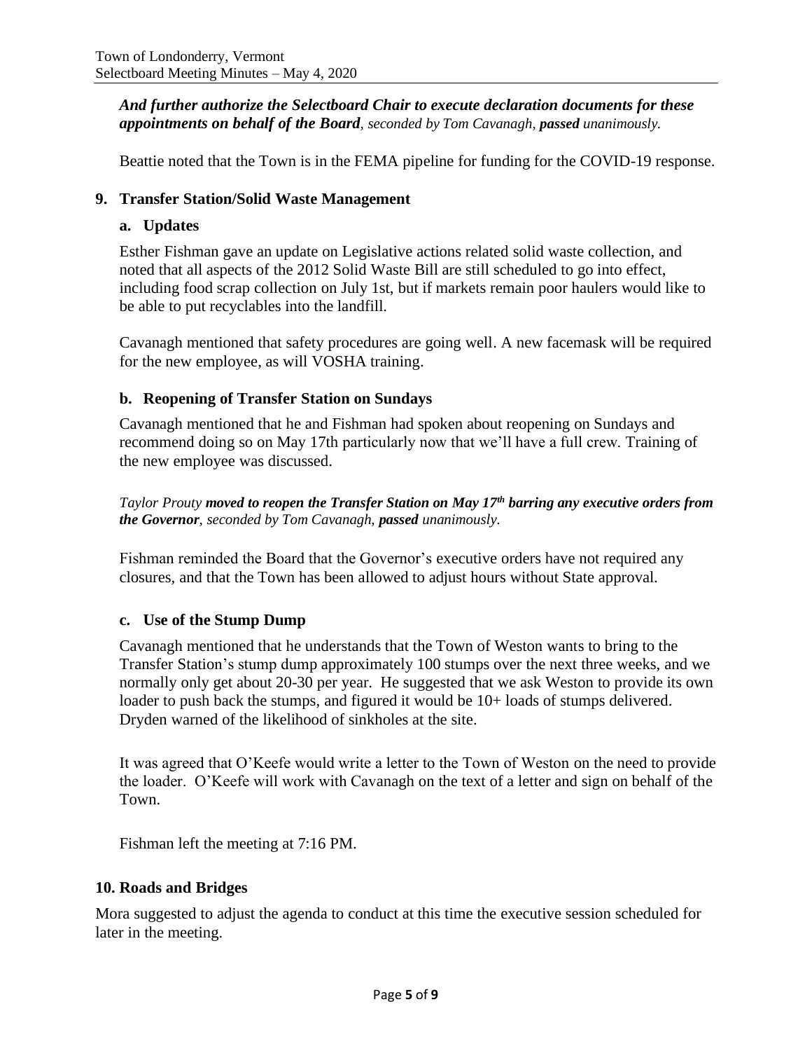*And further authorize the Selectboard Chair to execute declaration documents for these appointments on behalf of the Board, seconded by Tom Cavanagh,* ***passed*** *unanimously.*

Beattie noted that the Town is in the FEMA pipeline for funding for the COVID-19 response.

## 9. Transfer Station/Solid Waste Management

### a. Updates

Esther Fishman gave an update on Legislative actions related solid waste collection, and noted that all aspects of the 2012 Solid Waste Bill are still scheduled to go into effect, including food scrap collection on July 1st, but if markets remain poor haulers would like to be able to put recyclables into the landfill.

Cavanagh mentioned that safety procedures are going well. A new facemask will be required for the new employee, as will VOSHA training.

### b. Reopening of Transfer Station on Sundays

Cavanagh mentioned that he and Fishman had spoken about reopening on Sundays and recommend doing so on May 17th particularly now that we'll have a full crew. Training of the new employee was discussed.

*Taylor Prouty* ***moved to reopen the Transfer Station on May 17th barring any executive orders from the Governor****, seconded by Tom Cavanagh,* ***passed*** *unanimously.*

Fishman reminded the Board that the Governor's executive orders have not required any closures, and that the Town has been allowed to adjust hours without State approval.

### c. Use of the Stump Dump

Cavanagh mentioned that he understands that the Town of Weston wants to bring to the Transfer Station's stump dump approximately 100 stumps over the next three weeks, and we normally only get about 20-30 per year. He suggested that we ask Weston to provide its own loader to push back the stumps, and figured it would be 10+ loads of stumps delivered. Dryden warned of the likelihood of sinkholes at the site.

It was agreed that O'Keefe would write a letter to the Town of Weston on the need to provide the loader. O'Keefe will work with Cavanagh on the text of a letter and sign on behalf of the Town.

Fishman left the meeting at 7:16 PM.

## 10. Roads and Bridges

Mora suggested to adjust the agenda to conduct at this time the executive session scheduled for later in the meeting.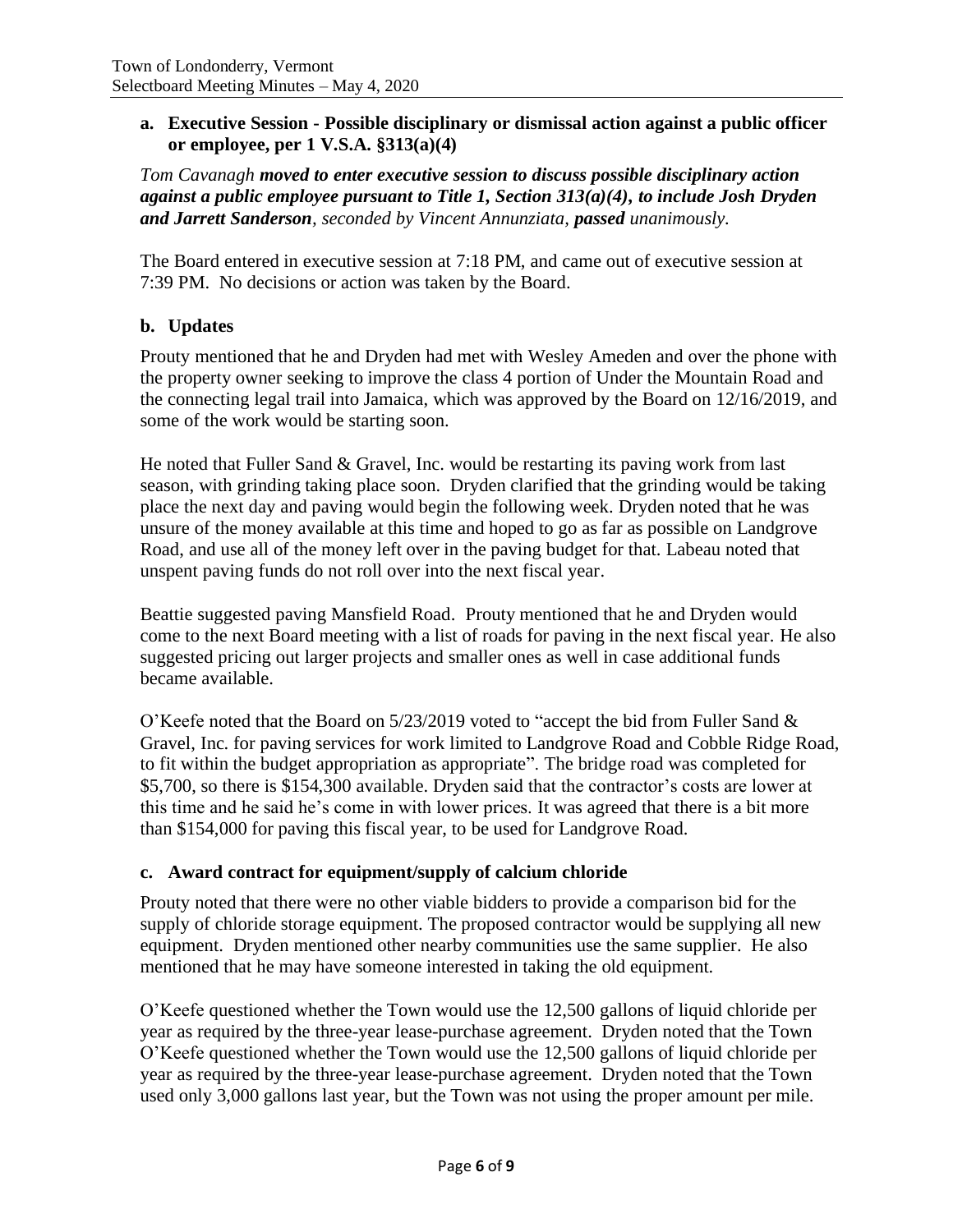**a. Executive Session - Possible disciplinary or dismissal action against a public officer or employee, per 1 V.S.A. §313(a)(4)**

*Tom Cavanagh* ***moved to enter executive session to discuss possible disciplinary action against a public employee pursuant to Title 1, Section 313(a)(4), to include Josh Dryden and Jarrett Sanderson****, seconded by Vincent Annunziata,* ***passed*** *unanimously.*

The Board entered in executive session at 7:18 PM, and came out of executive session at 7:39 PM. No decisions or action was taken by the Board.

**b. Updates**

Prouty mentioned that he and Dryden had met with Wesley Ameden and over the phone with the property owner seeking to improve the class 4 portion of Under the Mountain Road and the connecting legal trail into Jamaica, which was approved by the Board on 12/16/2019, and some of the work would be starting soon.

He noted that Fuller Sand & Gravel, Inc. would be restarting its paving work from last season, with grinding taking place soon. Dryden clarified that the grinding would be taking place the next day and paving would begin the following week. Dryden noted that he was unsure of the money available at this time and hoped to go as far as possible on Landgrove Road, and use all of the money left over in the paving budget for that. Labeau noted that unspent paving funds do not roll over into the next fiscal year.

Beattie suggested paving Mansfield Road. Prouty mentioned that he and Dryden would come to the next Board meeting with a list of roads for paving in the next fiscal year. He also suggested pricing out larger projects and smaller ones as well in case additional funds became available.

O'Keefe noted that the Board on 5/23/2019 voted to "accept the bid from Fuller Sand & Gravel, Inc. for paving services for work limited to Landgrove Road and Cobble Ridge Road, to fit within the budget appropriation as appropriate". The bridge road was completed for $5,700, so there is $154,300 available. Dryden said that the contractor's costs are lower at this time and he said he's come in with lower prices. It was agreed that there is a bit more than $154,000 for paving this fiscal year, to be used for Landgrove Road.

**c. Award contract for equipment/supply of calcium chloride**

Prouty noted that there were no other viable bidders to provide a comparison bid for the supply of chloride storage equipment. The proposed contractor would be supplying all new equipment. Dryden mentioned other nearby communities use the same supplier. He also mentioned that he may have someone interested in taking the old equipment.

O'Keefe questioned whether the Town would use the 12,500 gallons of liquid chloride per year as required by the three-year lease-purchase agreement. Dryden noted that the Town O'Keefe questioned whether the Town would use the 12,500 gallons of liquid chloride per year as required by the three-year lease-purchase agreement. Dryden noted that the Town used only 3,000 gallons last year, but the Town was not using the proper amount per mile.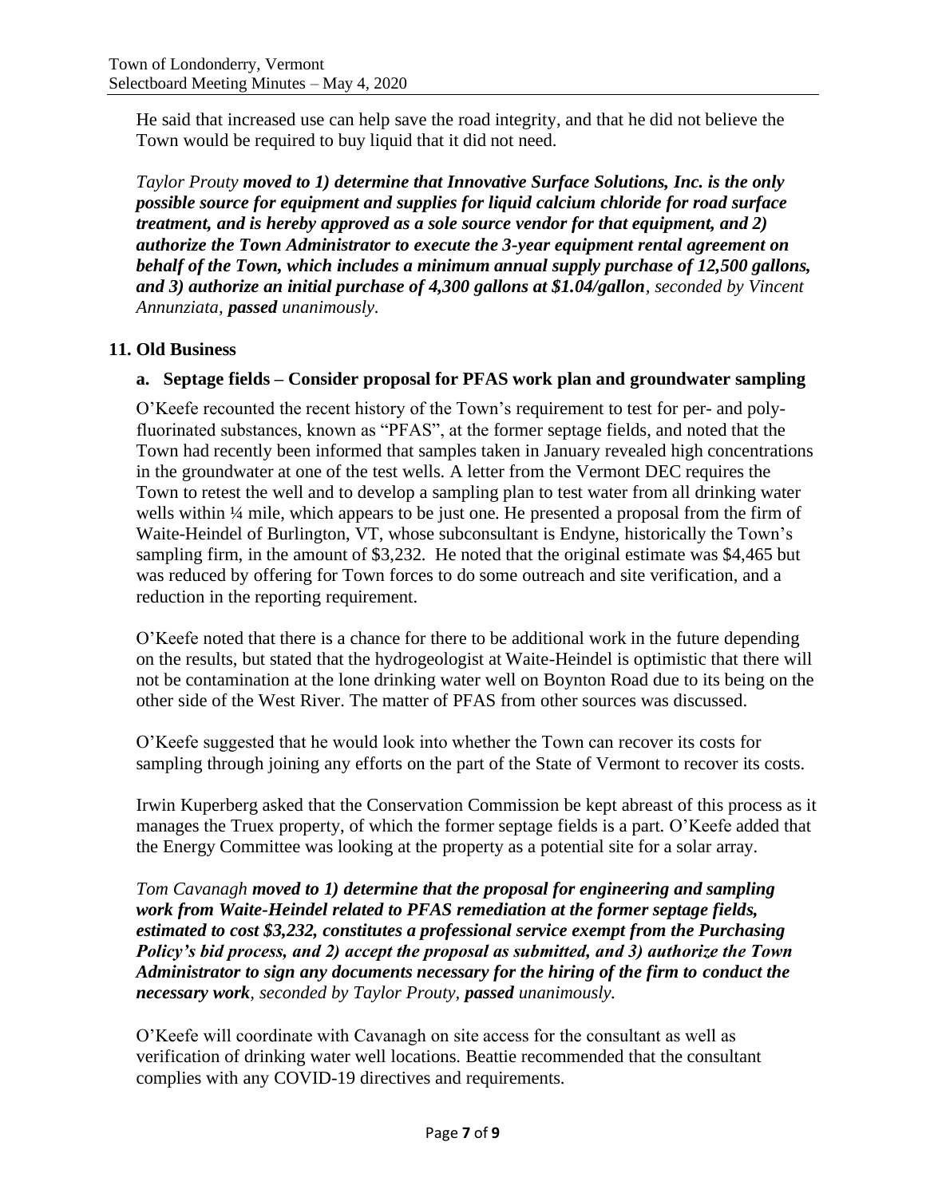He said that increased use can help save the road integrity, and that he did not believe the Town would be required to buy liquid that it did not need.

*Taylor Prouty* ***moved to 1) determine that Innovative Surface Solutions, Inc. is the only possible source for equipment and supplies for liquid calcium chloride for road surface treatment, and is hereby approved as a sole source vendor for that equipment, and 2) authorize the Town Administrator to execute the 3-year equipment rental agreement on behalf of the Town, which includes a minimum annual supply purchase of 12,500 gallons, and 3) authorize an initial purchase of 4,300 gallons at $1.04/gallon****, seconded by Vincent Annunziata,* ***passed*** *unanimously.*

## 11. Old Business

### a. Septage fields – Consider proposal for PFAS work plan and groundwater sampling

O'Keefe recounted the recent history of the Town's requirement to test for per- and polyfluorinated substances, known as "PFAS", at the former septage fields, and noted that the Town had recently been informed that samples taken in January revealed high concentrations in the groundwater at one of the test wells. A letter from the Vermont DEC requires the Town to retest the well and to develop a sampling plan to test water from all drinking water wells within ¼ mile, which appears to be just one. He presented a proposal from the firm of Waite-Heindel of Burlington, VT, whose subconsultant is Endyne, historically the Town's sampling firm, in the amount of $3,232. He noted that the original estimate was $4,465 but was reduced by offering for Town forces to do some outreach and site verification, and a reduction in the reporting requirement.

O'Keefe noted that there is a chance for there to be additional work in the future depending on the results, but stated that the hydrogeologist at Waite-Heindel is optimistic that there will not be contamination at the lone drinking water well on Boynton Road due to its being on the other side of the West River. The matter of PFAS from other sources was discussed.

O'Keefe suggested that he would look into whether the Town can recover its costs for sampling through joining any efforts on the part of the State of Vermont to recover its costs.

Irwin Kuperberg asked that the Conservation Commission be kept abreast of this process as it manages the Truex property, of which the former septage fields is a part. O'Keefe added that the Energy Committee was looking at the property as a potential site for a solar array.

*Tom Cavanagh* ***moved to 1) determine that the proposal for engineering and sampling work from Waite-Heindel related to PFAS remediation at the former septage fields, estimated to cost $3,232, constitutes a professional service exempt from the Purchasing Policy's bid process, and 2) accept the proposal as submitted, and 3) authorize the Town Administrator to sign any documents necessary for the hiring of the firm to conduct the necessary work****, seconded by Taylor Prouty,* ***passed*** *unanimously.*

O'Keefe will coordinate with Cavanagh on site access for the consultant as well as verification of drinking water well locations. Beattie recommended that the consultant complies with any COVID-19 directives and requirements.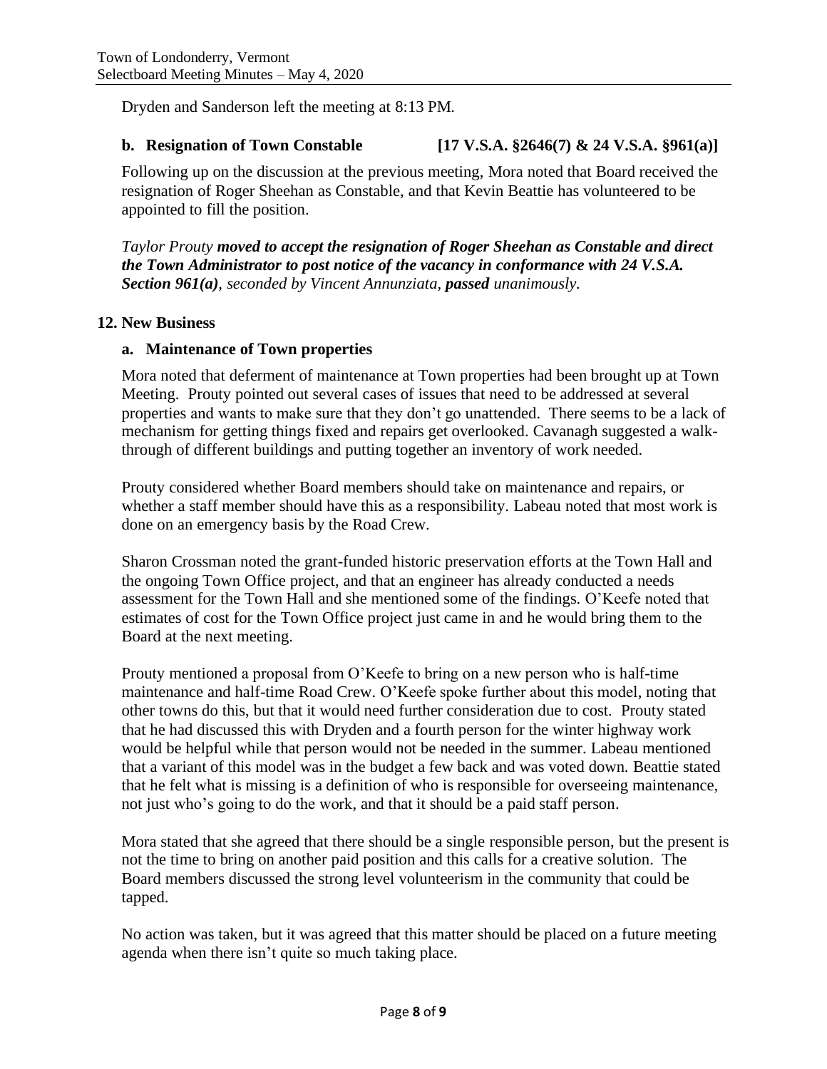Dryden and Sanderson left the meeting at 8:13 PM.

### b. Resignation of Town Constable [17 V.S.A. §2646(7) & 24 V.S.A. §961(a)]

Following up on the discussion at the previous meeting, Mora noted that Board received the resignation of Roger Sheehan as Constable, and that Kevin Beattie has volunteered to be appointed to fill the position.

*Taylor Prouty **moved to accept the resignation of Roger Sheehan as Constable and direct the Town Administrator to post notice of the vacancy in conformance with 24 V.S.A. Section 961(a)**, seconded by Vincent Annunziata, **passed** unanimously.*

## 12. New Business

### a. Maintenance of Town properties

Mora noted that deferment of maintenance at Town properties had been brought up at Town Meeting. Prouty pointed out several cases of issues that need to be addressed at several properties and wants to make sure that they don't go unattended. There seems to be a lack of mechanism for getting things fixed and repairs get overlooked. Cavanagh suggested a walk-through of different buildings and putting together an inventory of work needed.

Prouty considered whether Board members should take on maintenance and repairs, or whether a staff member should have this as a responsibility. Labeau noted that most work is done on an emergency basis by the Road Crew.

Sharon Crossman noted the grant-funded historic preservation efforts at the Town Hall and the ongoing Town Office project, and that an engineer has already conducted a needs assessment for the Town Hall and she mentioned some of the findings. O'Keefe noted that estimates of cost for the Town Office project just came in and he would bring them to the Board at the next meeting.

Prouty mentioned a proposal from O'Keefe to bring on a new person who is half-time maintenance and half-time Road Crew. O'Keefe spoke further about this model, noting that other towns do this, but that it would need further consideration due to cost. Prouty stated that he had discussed this with Dryden and a fourth person for the winter highway work would be helpful while that person would not be needed in the summer. Labeau mentioned that a variant of this model was in the budget a few back and was voted down. Beattie stated that he felt what is missing is a definition of who is responsible for overseeing maintenance, not just who's going to do the work, and that it should be a paid staff person.

Mora stated that she agreed that there should be a single responsible person, but the present is not the time to bring on another paid position and this calls for a creative solution. The Board members discussed the strong level volunteerism in the community that could be tapped.

No action was taken, but it was agreed that this matter should be placed on a future meeting agenda when there isn't quite so much taking place.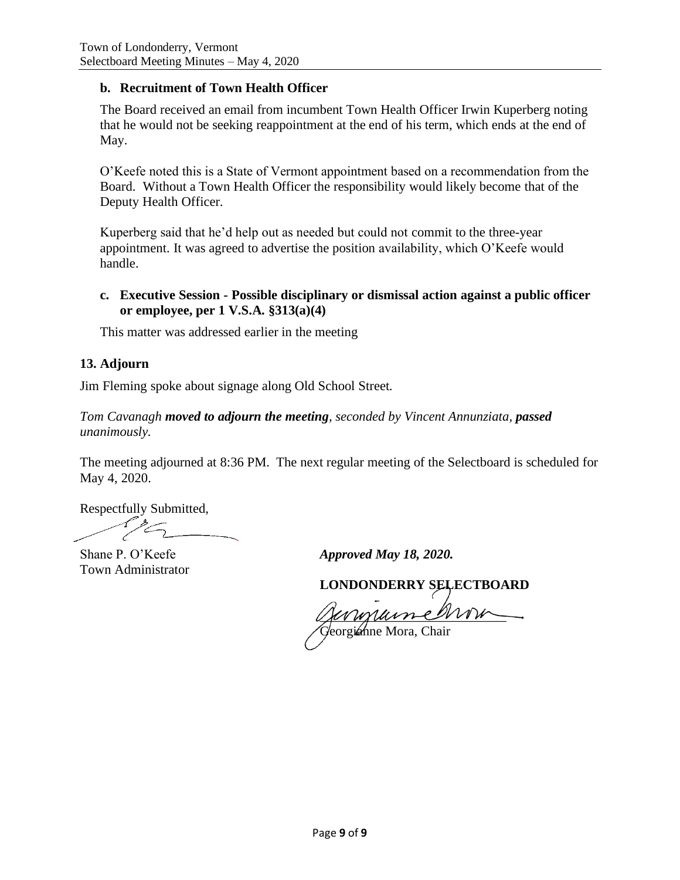**b. Recruitment of Town Health Officer**

The Board received an email from incumbent Town Health Officer Irwin Kuperberg noting that he would not be seeking reappointment at the end of his term, which ends at the end of May.

O'Keefe noted this is a State of Vermont appointment based on a recommendation from the Board. Without a Town Health Officer the responsibility would likely become that of the Deputy Health Officer.

Kuperberg said that he'd help out as needed but could not commit to the three-year appointment. It was agreed to advertise the position availability, which O'Keefe would handle.

**c. Executive Session - Possible disciplinary or dismissal action against a public officer or employee, per 1 V.S.A. §313(a)(4)**

This matter was addressed earlier in the meeting

## 13. Adjourn

Jim Fleming spoke about signage along Old School Street.

*Tom Cavanagh* ***moved to adjourn the meeting****, seconded by Vincent Annunziata,* ***passed*** *unanimously.*

The meeting adjourned at 8:36 PM. The next regular meeting of the Selectboard is scheduled for May 4, 2020.

Respectfully Submitted,

Shane P. O'Keefe
Town Administrator

***Approved May 18, 2020.***

**LONDONDERRY SELECTBOARD**

Georgianne Mora, Chair